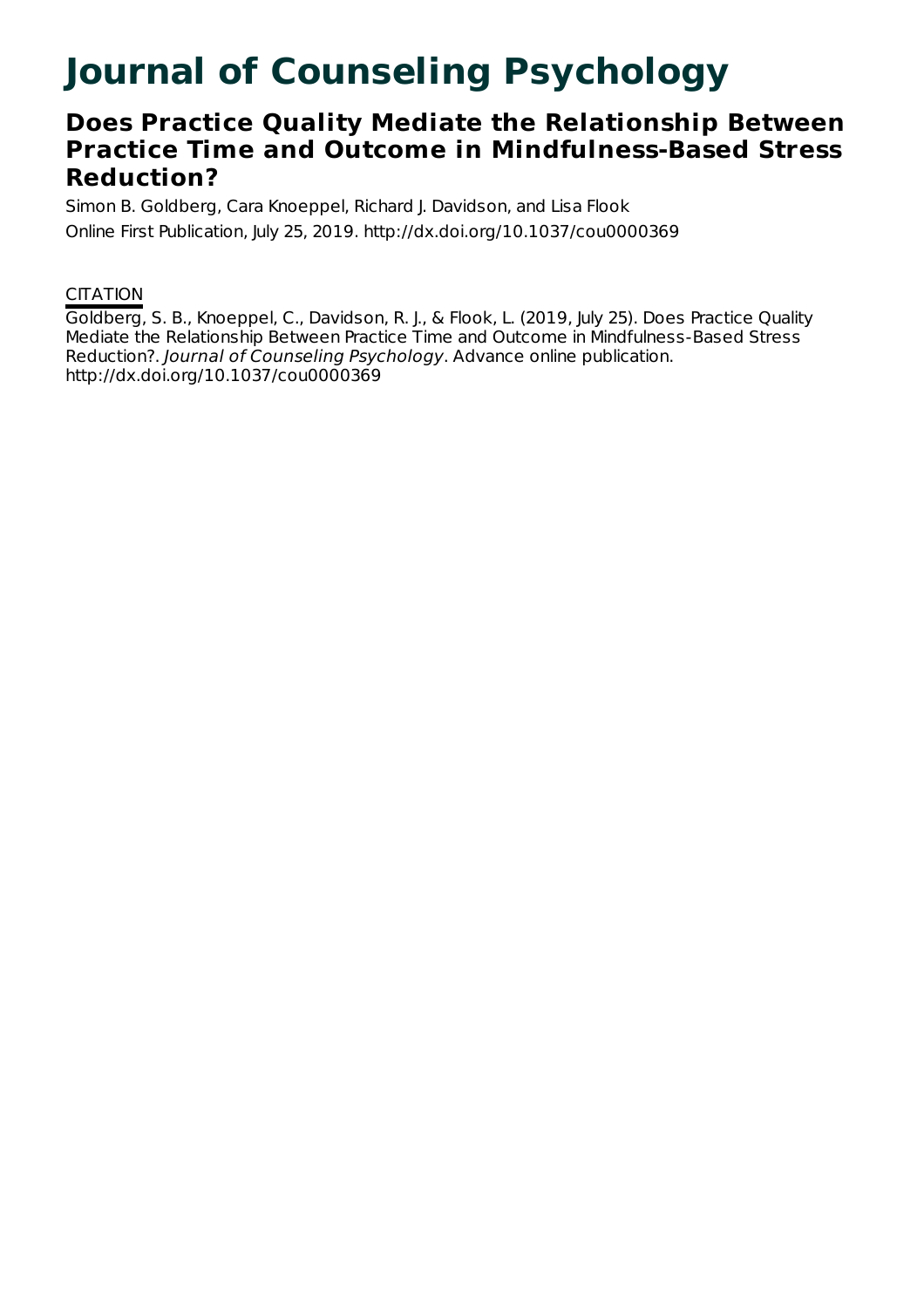# Journal of Counseling Psychology

## Does Practice Quality Mediate the Relationship Between Practice Time and Outcome in Mindfulness-Based Stress Reduction?

Simon B. Goldberg, Cara Knoeppel, Richard J. Davidson, and Lisa Flook

Online First Publication, July 25, 2019. http://dx.doi.org/10.1037/cou0000369

CITATION

Goldberg, S. B., Knoeppel, C., Davidson, R. J., & Flook, L. (2019, July 25). Does Practice Quality Mediate the Relationship Between Practice Time and Outcome in Mindfulness-Based Stress Reduction?. *Journal of Counseling Psychology*. Advance online publication. http://dx.doi.org/10.1037/cou0000369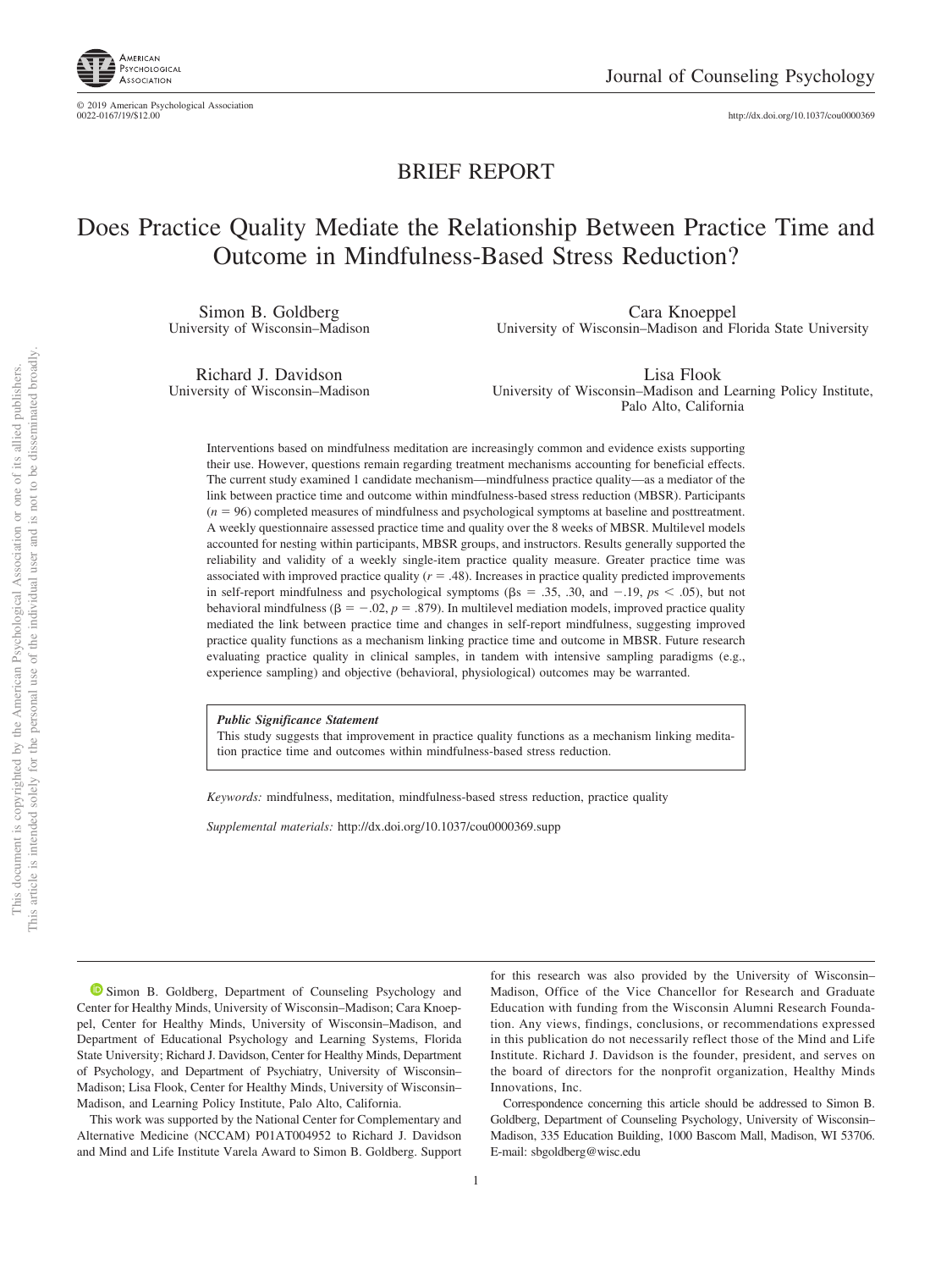# BRIEF REPORT

# Does Practice Quality Mediate the Relationship Between Practice Time and Outcome in Mindfulness-Based Stress Reduction?

Simon B. Goldberg
University of Wisconsin–Madison

Cara Knoeppel
University of Wisconsin–Madison and Florida State University

Richard J. Davidson
University of Wisconsin–Madison

Lisa Flook
University of Wisconsin–Madison and Learning Policy Institute, Palo Alto, California

Interventions based on mindfulness meditation are increasingly common and evidence exists supporting their use. However, questions remain regarding treatment mechanisms accounting for beneficial effects. The current study examined 1 candidate mechanism—mindfulness practice quality—as a mediator of the link between practice time and outcome within mindfulness-based stress reduction (MBSR). Participants ($n = 96$) completed measures of mindfulness and psychological symptoms at baseline and posttreatment. A weekly questionnaire assessed practice time and quality over the 8 weeks of MBSR. Multilevel models accounted for nesting within participants, MBSR groups, and instructors. Results generally supported the reliability and validity of a weekly single-item practice quality measure. Greater practice time was associated with improved practice quality ($r = .48$). Increases in practice quality predicted improvements in self-report mindfulness and psychological symptoms ($\beta s = .35$, $.30$, and $-.19$, $ps < .05$), but not behavioral mindfulness ($\beta = -.02$, $p = .879$). In multilevel mediation models, improved practice quality mediated the link between practice time and changes in self-report mindfulness, suggesting improved practice quality functions as a mechanism linking practice time and outcome in MBSR. Future research evaluating practice quality in clinical samples, in tandem with intensive sampling paradigms (e.g., experience sampling) and objective (behavioral, physiological) outcomes may be warranted.

> ***Public Significance Statement***
> This study suggests that improvement in practice quality functions as a mechanism linking meditation practice time and outcomes within mindfulness-based stress reduction.

*Keywords:* mindfulness, meditation, mindfulness-based stress reduction, practice quality

*Supplemental materials:* http://dx.doi.org/10.1037/cou0000369.supp

Simon B. Goldberg, Department of Counseling Psychology and Center for Healthy Minds, University of Wisconsin–Madison; Cara Knoeppel, Center for Healthy Minds, University of Wisconsin–Madison, and Department of Educational Psychology and Learning Systems, Florida State University; Richard J. Davidson, Center for Healthy Minds, Department of Psychology, and Department of Psychiatry, University of Wisconsin–Madison; Lisa Flook, Center for Healthy Minds, University of Wisconsin–Madison, and Learning Policy Institute, Palo Alto, California.

This work was supported by the National Center for Complementary and Alternative Medicine (NCCAM) P01AT004952 to Richard J. Davidson and Mind and Life Institute Varela Award to Simon B. Goldberg. Support for this research was also provided by the University of Wisconsin–Madison, Office of the Vice Chancellor for Research and Graduate Education with funding from the Wisconsin Alumni Research Foundation. Any views, findings, conclusions, or recommendations expressed in this publication do not necessarily reflect those of the Mind and Life Institute. Richard J. Davidson is the founder, president, and serves on the board of directors for the nonprofit organization, Healthy Minds Innovations, Inc.

Correspondence concerning this article should be addressed to Simon B. Goldberg, Department of Counseling Psychology, University of Wisconsin–Madison, 335 Education Building, 1000 Bascom Mall, Madison, WI 53706. E-mail: sbgoldberg@wisc.edu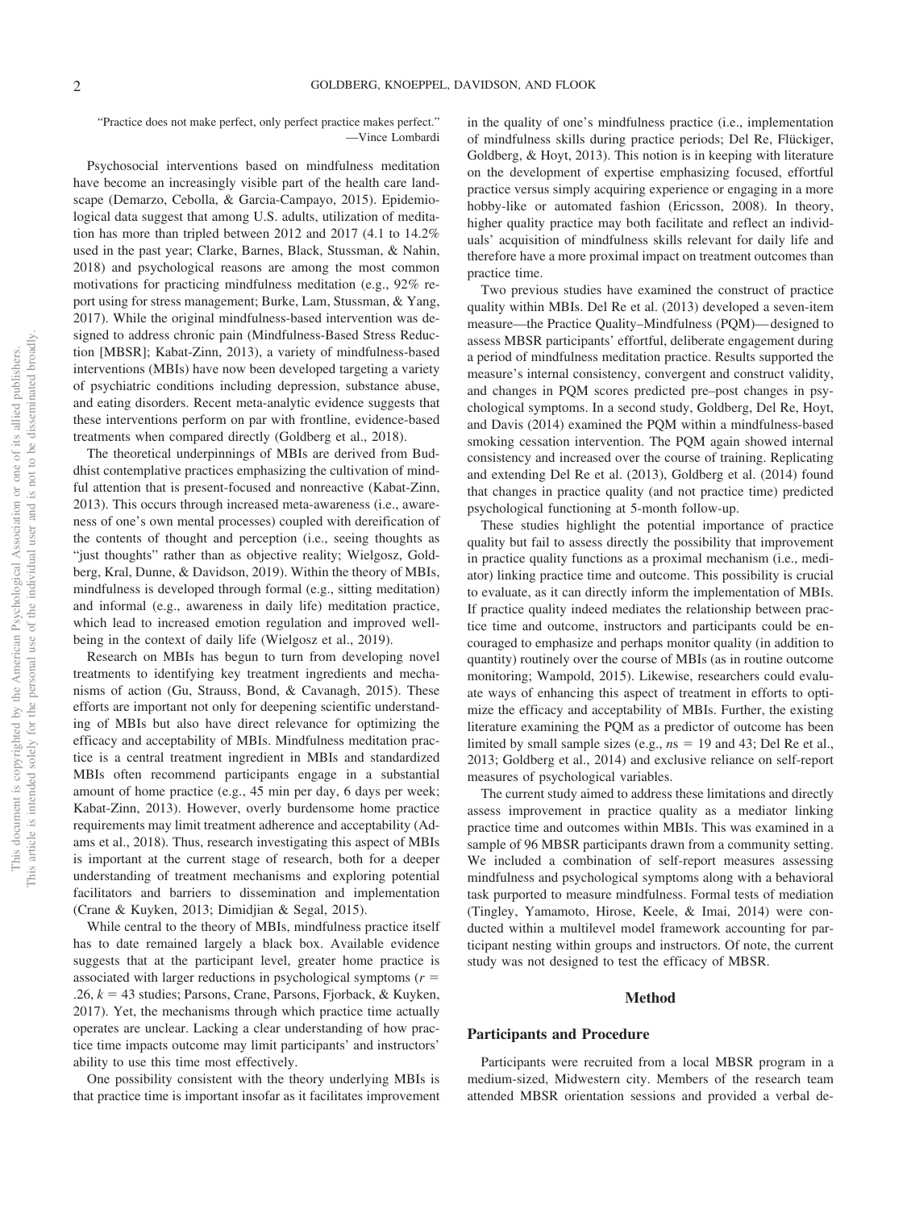> "Practice does not make perfect, only perfect practice makes perfect."
> —Vince Lombardi

Psychosocial interventions based on mindfulness meditation have become an increasingly visible part of the health care landscape (Demarzo, Cebolla, & Garcia-Campayo, 2015). Epidemiological data suggest that among U.S. adults, utilization of meditation has more than tripled between 2012 and 2017 (4.1 to 14.2% used in the past year; Clarke, Barnes, Black, Stussman, & Nahin, 2018) and psychological reasons are among the most common motivations for practicing mindfulness meditation (e.g., 92% report using for stress management; Burke, Lam, Stussman, & Yang, 2017). While the original mindfulness-based intervention was designed to address chronic pain (Mindfulness-Based Stress Reduction [MBSR]; Kabat-Zinn, 2013), a variety of mindfulness-based interventions (MBIs) have now been developed targeting a variety of psychiatric conditions including depression, substance abuse, and eating disorders. Recent meta-analytic evidence suggests that these interventions perform on par with frontline, evidence-based treatments when compared directly (Goldberg et al., 2018).

The theoretical underpinnings of MBIs are derived from Buddhist contemplative practices emphasizing the cultivation of mindful attention that is present-focused and nonreactive (Kabat-Zinn, 2013). This occurs through increased meta-awareness (i.e., awareness of one's own mental processes) coupled with dereification of the contents of thought and perception (i.e., seeing thoughts as "just thoughts" rather than as objective reality; Wielgosz, Goldberg, Kral, Dunne, & Davidson, 2019). Within the theory of MBIs, mindfulness is developed through formal (e.g., sitting meditation) and informal (e.g., awareness in daily life) meditation practice, which lead to increased emotion regulation and improved well-being in the context of daily life (Wielgosz et al., 2019).

Research on MBIs has begun to turn from developing novel treatments to identifying key treatment ingredients and mechanisms of action (Gu, Strauss, Bond, & Cavanagh, 2015). These efforts are important not only for deepening scientific understanding of MBIs but also have direct relevance for optimizing the efficacy and acceptability of MBIs. Mindfulness meditation practice is a central treatment ingredient in MBIs and standardized MBIs often recommend participants engage in a substantial amount of home practice (e.g., 45 min per day, 6 days per week; Kabat-Zinn, 2013). However, overly burdensome home practice requirements may limit treatment adherence and acceptability (Adams et al., 2018). Thus, research investigating this aspect of MBIs is important at the current stage of research, both for a deeper understanding of treatment mechanisms and exploring potential facilitators and barriers to dissemination and implementation (Crane & Kuyken, 2013; Dimidjian & Segal, 2015).

While central to the theory of MBIs, mindfulness practice itself has to date remained largely a black box. Available evidence suggests that at the participant level, greater home practice is associated with larger reductions in psychological symptoms ($r$ = .26, $k$ = 43 studies; Parsons, Crane, Parsons, Fjorback, & Kuyken, 2017). Yet, the mechanisms through which practice time actually operates are unclear. Lacking a clear understanding of how practice time impacts outcome may limit participants' and instructors' ability to use this time most effectively.

One possibility consistent with the theory underlying MBIs is that practice time is important insofar as it facilitates improvement in the quality of one's mindfulness practice (i.e., implementation of mindfulness skills during practice periods; Del Re, Flückiger, Goldberg, & Hoyt, 2013). This notion is in keeping with literature on the development of expertise emphasizing focused, effortful practice versus simply acquiring experience or engaging in a more hobby-like or automated fashion (Ericsson, 2008). In theory, higher quality practice may both facilitate and reflect an individuals' acquisition of mindfulness skills relevant for daily life and therefore have a more proximal impact on treatment outcomes than practice time.

Two previous studies have examined the construct of practice quality within MBIs. Del Re et al. (2013) developed a seven-item measure—the Practice Quality–Mindfulness (PQM)—designed to assess MBSR participants' effortful, deliberate engagement during a period of mindfulness meditation practice. Results supported the measure's internal consistency, convergent and construct validity, and changes in PQM scores predicted pre–post changes in psychological symptoms. In a second study, Goldberg, Del Re, Hoyt, and Davis (2014) examined the PQM within a mindfulness-based smoking cessation intervention. The PQM again showed internal consistency and increased over the course of training. Replicating and extending Del Re et al. (2013), Goldberg et al. (2014) found that changes in practice quality (and not practice time) predicted psychological functioning at 5-month follow-up.

These studies highlight the potential importance of practice quality but fail to assess directly the possibility that improvement in practice quality functions as a proximal mechanism (i.e., mediator) linking practice time and outcome. This possibility is crucial to evaluate, as it can directly inform the implementation of MBIs. If practice quality indeed mediates the relationship between practice time and outcome, instructors and participants could be encouraged to emphasize and perhaps monitor quality (in addition to quantity) routinely over the course of MBIs (as in routine outcome monitoring; Wampold, 2015). Likewise, researchers could evaluate ways of enhancing this aspect of treatment in efforts to optimize the efficacy and acceptability of MBIs. Further, the existing literature examining the PQM as a predictor of outcome has been limited by small sample sizes (e.g., $n$s = 19 and 43; Del Re et al., 2013; Goldberg et al., 2014) and exclusive reliance on self-report measures of psychological variables.

The current study aimed to address these limitations and directly assess improvement in practice quality as a mediator linking practice time and outcomes within MBIs. This was examined in a sample of 96 MBSR participants drawn from a community setting. We included a combination of self-report measures assessing mindfulness and psychological symptoms along with a behavioral task purported to measure mindfulness. Formal tests of mediation (Tingley, Yamamoto, Hirose, Keele, & Imai, 2014) were conducted within a multilevel model framework accounting for participant nesting within groups and instructors. Of note, the current study was not designed to test the efficacy of MBSR.

## Method

### Participants and Procedure

Participants were recruited from a local MBSR program in a medium-sized, Midwestern city. Members of the research team attended MBSR orientation sessions and provided a verbal de-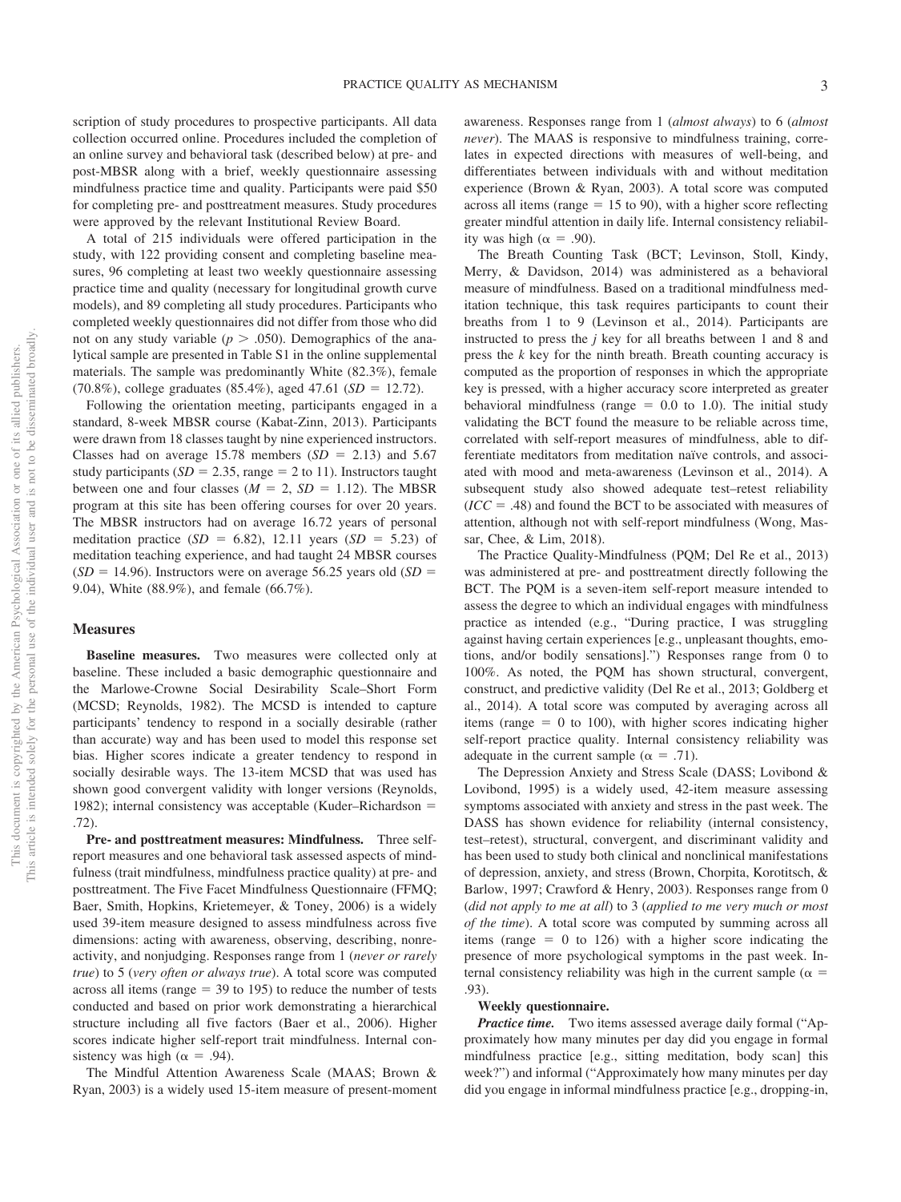scription of study procedures to prospective participants. All data collection occurred online. Procedures included the completion of an online survey and behavioral task (described below) at pre- and post-MBSR along with a brief, weekly questionnaire assessing mindfulness practice time and quality. Participants were paid $50 for completing pre- and posttreatment measures. Study procedures were approved by the relevant Institutional Review Board.

A total of 215 individuals were offered participation in the study, with 122 providing consent and completing baseline measures, 96 completing at least two weekly questionnaire assessing practice time and quality (necessary for longitudinal growth curve models), and 89 completing all study procedures. Participants who completed weekly questionnaires did not differ from those who did not on any study variable ($p > .050$). Demographics of the analytical sample are presented in Table S1 in the online supplemental materials. The sample was predominantly White (82.3%), female (70.8%), college graduates (85.4%), aged 47.61 ($SD = 12.72$).

Following the orientation meeting, participants engaged in a standard, 8-week MBSR course (Kabat-Zinn, 2013). Participants were drawn from 18 classes taught by nine experienced instructors. Classes had on average 15.78 members ($SD = 2.13$) and 5.67 study participants ($SD = 2.35$, range = 2 to 11). Instructors taught between one and four classes ($M = 2$, $SD = 1.12$). The MBSR program at this site has been offering courses for over 20 years. The MBSR instructors had on average 16.72 years of personal meditation practice ($SD = 6.82$), 12.11 years ($SD = 5.23$) of meditation teaching experience, and had taught 24 MBSR courses ($SD = 14.96$). Instructors were on average 56.25 years old ($SD = 9.04$), White (88.9%), and female (66.7%).

## Measures

**Baseline measures.** Two measures were collected only at baseline. These included a basic demographic questionnaire and the Marlowe-Crowne Social Desirability Scale–Short Form (MCSD; Reynolds, 1982). The MCSD is intended to capture participants' tendency to respond in a socially desirable (rather than accurate) way and has been used to model this response set bias. Higher scores indicate a greater tendency to respond in socially desirable ways. The 13-item MCSD that was used has shown good convergent validity with longer versions (Reynolds, 1982); internal consistency was acceptable (Kuder–Richardson = .72).

**Pre- and posttreatment measures: Mindfulness.** Three self-report measures and one behavioral task assessed aspects of mindfulness (trait mindfulness, mindfulness practice quality) at pre- and posttreatment. The Five Facet Mindfulness Questionnaire (FFMQ; Baer, Smith, Hopkins, Krietemeyer, & Toney, 2006) is a widely used 39-item measure designed to assess mindfulness across five dimensions: acting with awareness, observing, describing, nonreactivity, and nonjudging. Responses range from 1 (*never or rarely true*) to 5 (*very often or always true*). A total score was computed across all items (range = 39 to 195) to reduce the number of tests conducted and based on prior work demonstrating a hierarchical structure including all five factors (Baer et al., 2006). Higher scores indicate higher self-report trait mindfulness. Internal consistency was high ($\alpha = .94$).

The Mindful Attention Awareness Scale (MAAS; Brown & Ryan, 2003) is a widely used 15-item measure of present-moment awareness. Responses range from 1 (*almost always*) to 6 (*almost never*). The MAAS is responsive to mindfulness training, correlates in expected directions with measures of well-being, and differentiates between individuals with and without meditation experience (Brown & Ryan, 2003). A total score was computed across all items (range = 15 to 90), with a higher score reflecting greater mindful attention in daily life. Internal consistency reliability was high ($\alpha = .90$).

The Breath Counting Task (BCT; Levinson, Stoll, Kindy, Merry, & Davidson, 2014) was administered as a behavioral measure of mindfulness. Based on a traditional mindfulness meditation technique, this task requires participants to count their breaths from 1 to 9 (Levinson et al., 2014). Participants are instructed to press the *j* key for all breaths between 1 and 8 and press the *k* key for the ninth breath. Breath counting accuracy is computed as the proportion of responses in which the appropriate key is pressed, with a higher accuracy score interpreted as greater behavioral mindfulness (range = 0.0 to 1.0). The initial study validating the BCT found the measure to be reliable across time, correlated with self-report measures of mindfulness, able to differentiate meditators from meditation naïve controls, and associated with mood and meta-awareness (Levinson et al., 2014). A subsequent study also showed adequate test–retest reliability ($ICC = .48$) and found the BCT to be associated with measures of attention, although not with self-report mindfulness (Wong, Massar, Chee, & Lim, 2018).

The Practice Quality-Mindfulness (PQM; Del Re et al., 2013) was administered at pre- and posttreatment directly following the BCT. The PQM is a seven-item self-report measure intended to assess the degree to which an individual engages with mindfulness practice as intended (e.g., "During practice, I was struggling against having certain experiences [e.g., unpleasant thoughts, emotions, and/or bodily sensations].") Responses range from 0 to 100%. As noted, the PQM has shown structural, convergent, construct, and predictive validity (Del Re et al., 2013; Goldberg et al., 2014). A total score was computed by averaging across all items (range = 0 to 100), with higher scores indicating higher self-report practice quality. Internal consistency reliability was adequate in the current sample ($\alpha = .71$).

The Depression Anxiety and Stress Scale (DASS; Lovibond & Lovibond, 1995) is a widely used, 42-item measure assessing symptoms associated with anxiety and stress in the past week. The DASS has shown evidence for reliability (internal consistency, test–retest), structural, convergent, and discriminant validity and has been used to study both clinical and nonclinical manifestations of depression, anxiety, and stress (Brown, Chorpita, Korotitsch, & Barlow, 1997; Crawford & Henry, 2003). Responses range from 0 (*did not apply to me at all*) to 3 (*applied to me very much or most of the time*). A total score was computed by summing across all items (range = 0 to 126) with a higher score indicating the presence of more psychological symptoms in the past week. Internal consistency reliability was high in the current sample ($\alpha = .93$).

**Weekly questionnaire.**

***Practice time.*** Two items assessed average daily formal ("Approximately how many minutes per day did you engage in formal mindfulness practice [e.g., sitting meditation, body scan] this week?") and informal ("Approximately how many minutes per day did you engage in informal mindfulness practice [e.g., dropping-in,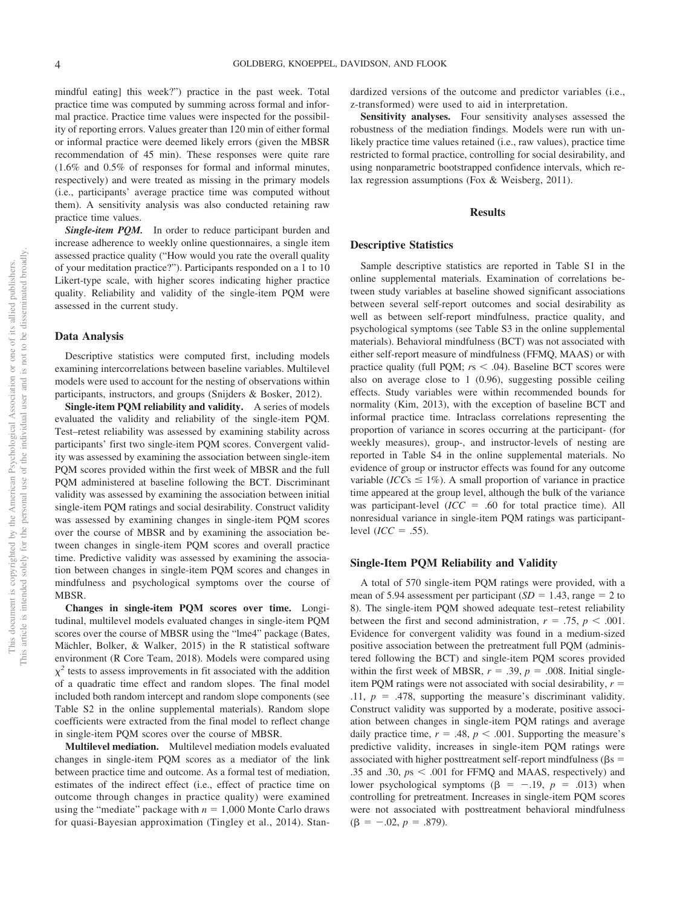mindful eating] this week?") practice in the past week. Total practice time was computed by summing across formal and informal practice. Practice time values were inspected for the possibility of reporting errors. Values greater than 120 min of either formal or informal practice were deemed likely errors (given the MBSR recommendation of 45 min). These responses were quite rare (1.6% and 0.5% of responses for formal and informal minutes, respectively) and were treated as missing in the primary models (i.e., participants' average practice time was computed without them). A sensitivity analysis was also conducted retaining raw practice time values.

***Single-item PQM.*** In order to reduce participant burden and increase adherence to weekly online questionnaires, a single item assessed practice quality ("How would you rate the overall quality of your meditation practice?"). Participants responded on a 1 to 10 Likert-type scale, with higher scores indicating higher practice quality. Reliability and validity of the single-item PQM were assessed in the current study.

### Data Analysis

Descriptive statistics were computed first, including models examining intercorrelations between baseline variables. Multilevel models were used to account for the nesting of observations within participants, instructors, and groups (Snijders & Bosker, 2012).

**Single-item PQM reliability and validity.** A series of models evaluated the validity and reliability of the single-item PQM. Test–retest reliability was assessed by examining stability across participants' first two single-item PQM scores. Convergent validity was assessed by examining the association between single-item PQM scores provided within the first week of MBSR and the full PQM administered at baseline following the BCT. Discriminant validity was assessed by examining the association between initial single-item PQM ratings and social desirability. Construct validity was assessed by examining changes in single-item PQM scores over the course of MBSR and by examining the association between changes in single-item PQM scores and overall practice time. Predictive validity was assessed by examining the association between changes in single-item PQM scores and changes in mindfulness and psychological symptoms over the course of MBSR.

**Changes in single-item PQM scores over time.** Longitudinal, multilevel models evaluated changes in single-item PQM scores over the course of MBSR using the "lme4" package (Bates, Mächler, Bolker, & Walker, 2015) in the R statistical software environment (R Core Team, 2018). Models were compared using $\chi^2$ tests to assess improvements in fit associated with the addition of a quadratic time effect and random slopes. The final model included both random intercept and random slope components (see Table S2 in the online supplemental materials). Random slope coefficients were extracted from the final model to reflect change in single-item PQM scores over the course of MBSR.

**Multilevel mediation.** Multilevel mediation models evaluated changes in single-item PQM scores as a mediator of the link between practice time and outcome. As a formal test of mediation, estimates of the indirect effect (i.e., effect of practice time on outcome through changes in practice quality) were examined using the "mediate" package with $n = 1,000$ Monte Carlo draws for quasi-Bayesian approximation (Tingley et al., 2014). Standardized versions of the outcome and predictor variables (i.e., z-transformed) were used to aid in interpretation.

**Sensitivity analyses.** Four sensitivity analyses assessed the robustness of the mediation findings. Models were run with unlikely practice time values retained (i.e., raw values), practice time restricted to formal practice, controlling for social desirability, and using nonparametric bootstrapped confidence intervals, which relax regression assumptions (Fox & Weisberg, 2011).

## Results

### Descriptive Statistics

Sample descriptive statistics are reported in Table S1 in the online supplemental materials. Examination of correlations between study variables at baseline showed significant associations between several self-report outcomes and social desirability as well as between self-report mindfulness, practice quality, and psychological symptoms (see Table S3 in the online supplemental materials). Behavioral mindfulness (BCT) was not associated with either self-report measure of mindfulness (FFMQ, MAAS) or with practice quality (full PQM; $rs < .04$). Baseline BCT scores were also on average close to 1 (0.96), suggesting possible ceiling effects. Study variables were within recommended bounds for normality (Kim, 2013), with the exception of baseline BCT and informal practice time. Intraclass correlations representing the proportion of variance in scores occurring at the participant- (for weekly measures), group-, and instructor-levels of nesting are reported in Table S4 in the online supplemental materials. No evidence of group or instructor effects was found for any outcome variable ($ICCs \leq 1\%$). A small proportion of variance in practice time appeared at the group level, although the bulk of the variance was participant-level ($ICC = .60$ for total practice time). All nonresidual variance in single-item PQM ratings was participant-level ($ICC = .55$).

### Single-Item PQM Reliability and Validity

A total of 570 single-item PQM ratings were provided, with a mean of 5.94 assessment per participant ($SD = 1.43$, range = 2 to 8). The single-item PQM showed adequate test–retest reliability between the first and second administration, $r = .75$, $p < .001$. Evidence for convergent validity was found in a medium-sized positive association between the pretreatment full PQM (administered following the BCT) and single-item PQM scores provided within the first week of MBSR, $r = .39$, $p = .008$. Initial single-item PQM ratings were not associated with social desirability, $r = .11$, $p = .478$, supporting the measure's discriminant validity. Construct validity was supported by a moderate, positive association between changes in single-item PQM ratings and average daily practice time, $r = .48$, $p < .001$. Supporting the measure's predictive validity, increases in single-item PQM ratings were associated with higher posttreatment self-report mindfulness ($\beta s = .35$ and $.30$, $ps < .001$ for FFMQ and MAAS, respectively) and lower psychological symptoms ($\beta = -.19$, $p = .013$) when controlling for pretreatment. Increases in single-item PQM scores were not associated with posttreatment behavioral mindfulness ($\beta = -.02$, $p = .879$).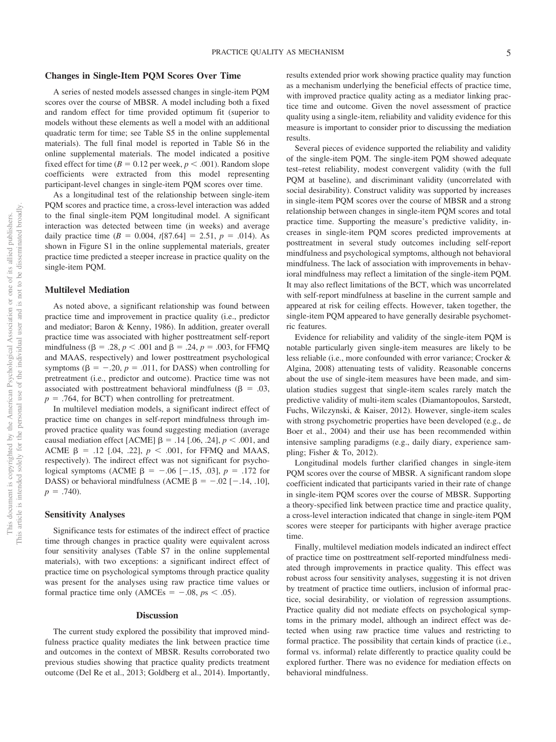### Changes in Single-Item PQM Scores Over Time

A series of nested models assessed changes in single-item PQM scores over the course of MBSR. A model including both a fixed and random effect for time provided optimum fit (superior to models without these elements as well a model with an additional quadratic term for time; see Table S5 in the online supplemental materials). The full final model is reported in Table S6 in the online supplemental materials. The model indicated a positive fixed effect for time ($B = 0.12$ per week, $p < .001$). Random slope coefficients were extracted from this model representing participant-level changes in single-item PQM scores over time.

As a longitudinal test of the relationship between single-item PQM scores and practice time, a cross-level interaction was added to the final single-item PQM longitudinal model. A significant interaction was detected between time (in weeks) and average daily practice time ($B = 0.004$, $t[87.64] = 2.51$, $p = .014$). As shown in Figure S1 in the online supplemental materials, greater practice time predicted a steeper increase in practice quality on the single-item PQM.

### Multilevel Mediation

As noted above, a significant relationship was found between practice time and improvement in practice quality (i.e., predictor and mediator; Baron & Kenny, 1986). In addition, greater overall practice time was associated with higher posttreatment self-report mindfulness ($\beta = .28$, $p < .001$ and $\beta = .24$, $p = .003$, for FFMQ and MAAS, respectively) and lower posttreatment psychological symptoms ($\beta = -.20$, $p = .011$, for DASS) when controlling for pretreatment (i.e., predictor and outcome). Practice time was not associated with posttreatment behavioral mindfulness ($\beta = .03$, $p = .764$, for BCT) when controlling for pretreatment.

In multilevel mediation models, a significant indirect effect of practice time on changes in self-report mindfulness through improved practice quality was found suggesting mediation (average causal mediation effect [ACME] $\beta = .14$ [.06, .24], $p < .001$, and ACME $\beta = .12$ [.04, .22], $p < .001$, for FFMQ and MAAS, respectively). The indirect effect was not significant for psychological symptoms (ACME $\beta = -.06$ [$-.15$, .03], $p = .172$ for DASS) or behavioral mindfulness (ACME $\beta = -.02$ [$-.14$, .10], $p = .740$).

### Sensitivity Analyses

Significance tests for estimates of the indirect effect of practice time through changes in practice quality were equivalent across four sensitivity analyses (Table S7 in the online supplemental materials), with two exceptions: a significant indirect effect of practice time on psychological symptoms through practice quality was present for the analyses using raw practice time values or formal practice time only (AMCEs $= -.08$, $ps < .05$).

## Discussion

The current study explored the possibility that improved mindfulness practice quality mediates the link between practice time and outcomes in the context of MBSR. Results corroborated two previous studies showing that practice quality predicts treatment outcome (Del Re et al., 2013; Goldberg et al., 2014). Importantly, results extended prior work showing practice quality may function as a mechanism underlying the beneficial effects of practice time, with improved practice quality acting as a mediator linking practice time and outcome. Given the novel assessment of practice quality using a single-item, reliability and validity evidence for this measure is important to consider prior to discussing the mediation results.

Several pieces of evidence supported the reliability and validity of the single-item PQM. The single-item PQM showed adequate test–retest reliability, modest convergent validity (with the full PQM at baseline), and discriminant validity (uncorrelated with social desirability). Construct validity was supported by increases in single-item PQM scores over the course of MBSR and a strong relationship between changes in single-item PQM scores and total practice time. Supporting the measure's predictive validity, increases in single-item PQM scores predicted improvements at posttreatment in several study outcomes including self-report mindfulness and psychological symptoms, although not behavioral mindfulness. The lack of association with improvements in behavioral mindfulness may reflect a limitation of the single-item PQM. It may also reflect limitations of the BCT, which was uncorrelated with self-report mindfulness at baseline in the current sample and appeared at risk for ceiling effects. However, taken together, the single-item PQM appeared to have generally desirable psychometric features.

Evidence for reliability and validity of the single-item PQM is notable particularly given single-item measures are likely to be less reliable (i.e., more confounded with error variance; Crocker & Algina, 2008) attenuating tests of validity. Reasonable concerns about the use of single-item measures have been made, and simulation studies suggest that single-item scales rarely match the predictive validity of multi-item scales (Diamantopoulos, Sarstedt, Fuchs, Wilczynski, & Kaiser, 2012). However, single-item scales with strong psychometric properties have been developed (e.g., de Boer et al., 2004) and their use has been recommended within intensive sampling paradigms (e.g., daily diary, experience sampling; Fisher & To, 2012).

Longitudinal models further clarified changes in single-item PQM scores over the course of MBSR. A significant random slope coefficient indicated that participants varied in their rate of change in single-item PQM scores over the course of MBSR. Supporting a theory-specified link between practice time and practice quality, a cross-level interaction indicated that change in single-item PQM scores were steeper for participants with higher average practice time.

Finally, multilevel mediation models indicated an indirect effect of practice time on posttreatment self-reported mindfulness mediated through improvements in practice quality. This effect was robust across four sensitivity analyses, suggesting it is not driven by treatment of practice time outliers, inclusion of informal practice, social desirability, or violation of regression assumptions. Practice quality did not mediate effects on psychological symptoms in the primary model, although an indirect effect was detected when using raw practice time values and restricting to formal practice. The possibility that certain kinds of practice (i.e., formal vs. informal) relate differently to practice quality could be explored further. There was no evidence for mediation effects on behavioral mindfulness.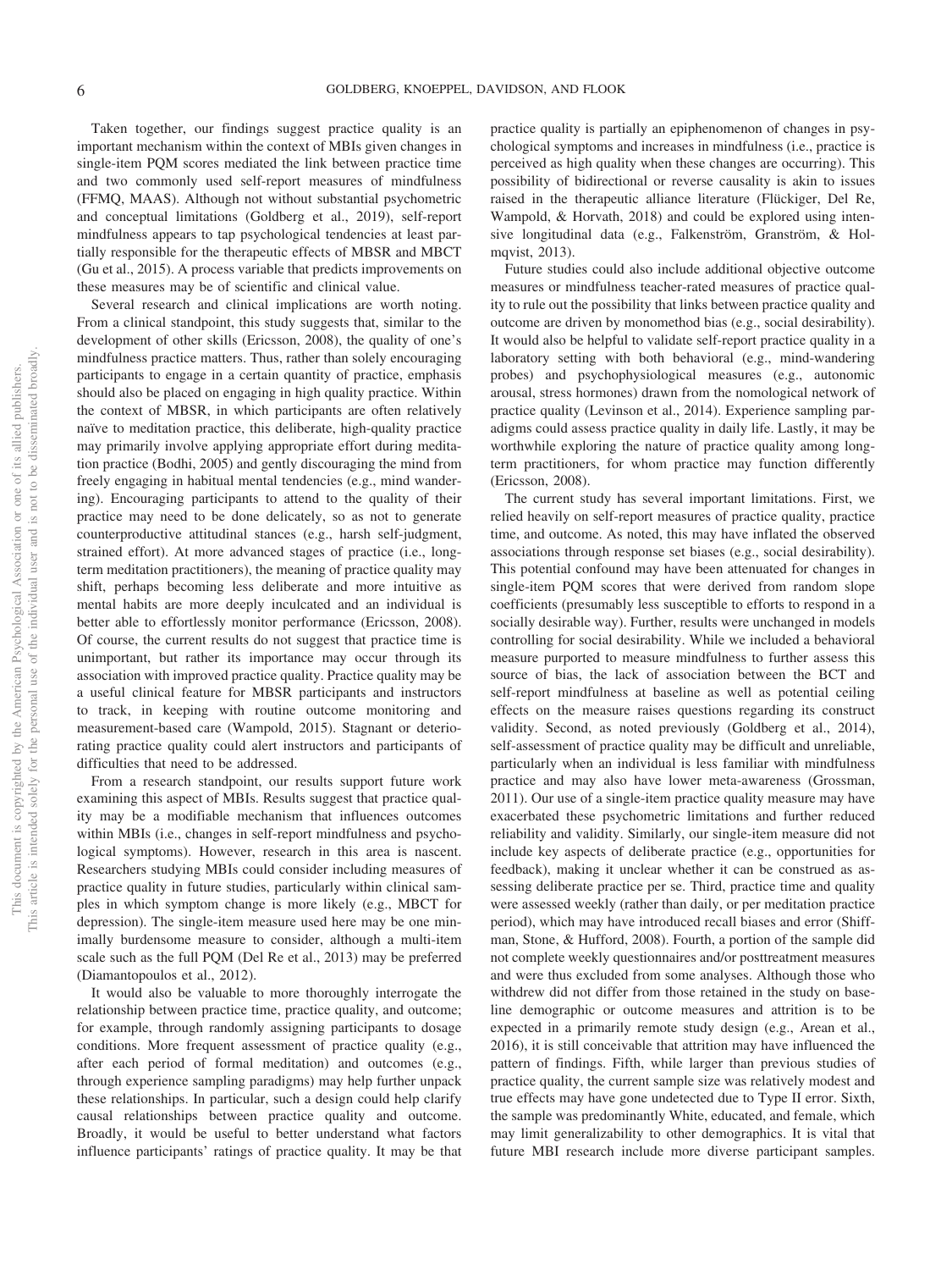Taken together, our findings suggest practice quality is an important mechanism within the context of MBIs given changes in single-item PQM scores mediated the link between practice time and two commonly used self-report measures of mindfulness (FFMQ, MAAS). Although not without substantial psychometric and conceptual limitations (Goldberg et al., 2019), self-report mindfulness appears to tap psychological tendencies at least partially responsible for the therapeutic effects of MBSR and MBCT (Gu et al., 2015). A process variable that predicts improvements on these measures may be of scientific and clinical value.

Several research and clinical implications are worth noting. From a clinical standpoint, this study suggests that, similar to the development of other skills (Ericsson, 2008), the quality of one's mindfulness practice matters. Thus, rather than solely encouraging participants to engage in a certain quantity of practice, emphasis should also be placed on engaging in high quality practice. Within the context of MBSR, in which participants are often relatively naïve to meditation practice, this deliberate, high-quality practice may primarily involve applying appropriate effort during meditation practice (Bodhi, 2005) and gently discouraging the mind from freely engaging in habitual mental tendencies (e.g., mind wandering). Encouraging participants to attend to the quality of their practice may need to be done delicately, so as not to generate counterproductive attitudinal stances (e.g., harsh self-judgment, strained effort). At more advanced stages of practice (i.e., long-term meditation practitioners), the meaning of practice quality may shift, perhaps becoming less deliberate and more intuitive as mental habits are more deeply inculcated and an individual is better able to effortlessly monitor performance (Ericsson, 2008). Of course, the current results do not suggest that practice time is unimportant, but rather its importance may occur through its association with improved practice quality. Practice quality may be a useful clinical feature for MBSR participants and instructors to track, in keeping with routine outcome monitoring and measurement-based care (Wampold, 2015). Stagnant or deteriorating practice quality could alert instructors and participants of difficulties that need to be addressed.

From a research standpoint, our results support future work examining this aspect of MBIs. Results suggest that practice quality may be a modifiable mechanism that influences outcomes within MBIs (i.e., changes in self-report mindfulness and psychological symptoms). However, research in this area is nascent. Researchers studying MBIs could consider including measures of practice quality in future studies, particularly within clinical samples in which symptom change is more likely (e.g., MBCT for depression). The single-item measure used here may be one minimally burdensome measure to consider, although a multi-item scale such as the full PQM (Del Re et al., 2013) may be preferred (Diamantopoulos et al., 2012).

It would also be valuable to more thoroughly interrogate the relationship between practice time, practice quality, and outcome; for example, through randomly assigning participants to dosage conditions. More frequent assessment of practice quality (e.g., after each period of formal meditation) and outcomes (e.g., through experience sampling paradigms) may help further unpack these relationships. In particular, such a design could help clarify causal relationships between practice quality and outcome. Broadly, it would be useful to better understand what factors influence participants' ratings of practice quality. It may be that practice quality is partially an epiphenomenon of changes in psychological symptoms and increases in mindfulness (i.e., practice is perceived as high quality when these changes are occurring). This possibility of bidirectional or reverse causality is akin to issues raised in the therapeutic alliance literature (Flückiger, Del Re, Wampold, & Horvath, 2018) and could be explored using intensive longitudinal data (e.g., Falkenström, Granström, & Holmqvist, 2013).

Future studies could also include additional objective outcome measures or mindfulness teacher-rated measures of practice quality to rule out the possibility that links between practice quality and outcome are driven by monomethod bias (e.g., social desirability). It would also be helpful to validate self-report practice quality in a laboratory setting with both behavioral (e.g., mind-wandering probes) and psychophysiological measures (e.g., autonomic arousal, stress hormones) drawn from the nomological network of practice quality (Levinson et al., 2014). Experience sampling paradigms could assess practice quality in daily life. Lastly, it may be worthwhile exploring the nature of practice quality among long-term practitioners, for whom practice may function differently (Ericsson, 2008).

The current study has several important limitations. First, we relied heavily on self-report measures of practice quality, practice time, and outcome. As noted, this may have inflated the observed associations through response set biases (e.g., social desirability). This potential confound may have been attenuated for changes in single-item PQM scores that were derived from random slope coefficients (presumably less susceptible to efforts to respond in a socially desirable way). Further, results were unchanged in models controlling for social desirability. While we included a behavioral measure purported to measure mindfulness to further assess this source of bias, the lack of association between the BCT and self-report mindfulness at baseline as well as potential ceiling effects on the measure raises questions regarding its construct validity. Second, as noted previously (Goldberg et al., 2014), self-assessment of practice quality may be difficult and unreliable, particularly when an individual is less familiar with mindfulness practice and may also have lower meta-awareness (Grossman, 2011). Our use of a single-item practice quality measure may have exacerbated these psychometric limitations and further reduced reliability and validity. Similarly, our single-item measure did not include key aspects of deliberate practice (e.g., opportunities for feedback), making it unclear whether it can be construed as assessing deliberate practice per se. Third, practice time and quality were assessed weekly (rather than daily, or per meditation practice period), which may have introduced recall biases and error (Shiffman, Stone, & Hufford, 2008). Fourth, a portion of the sample did not complete weekly questionnaires and/or posttreatment measures and were thus excluded from some analyses. Although those who withdrew did not differ from those retained in the study on baseline demographic or outcome measures and attrition is to be expected in a primarily remote study design (e.g., Arean et al., 2016), it is still conceivable that attrition may have influenced the pattern of findings. Fifth, while larger than previous studies of practice quality, the current sample size was relatively modest and true effects may have gone undetected due to Type II error. Sixth, the sample was predominantly White, educated, and female, which may limit generalizability to other demographics. It is vital that future MBI research include more diverse participant samples.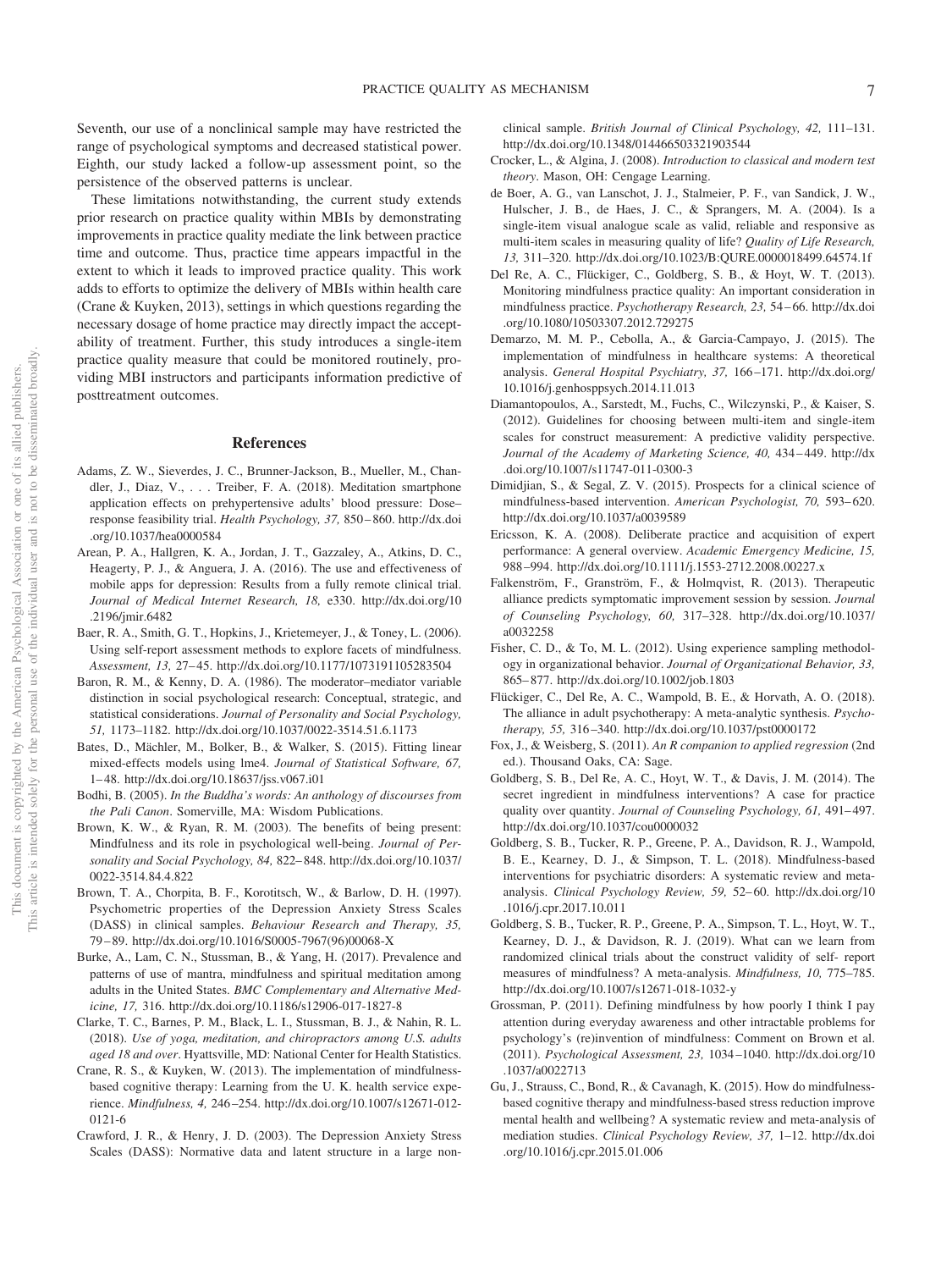Seventh, our use of a nonclinical sample may have restricted the range of psychological symptoms and decreased statistical power. Eighth, our study lacked a follow-up assessment point, so the persistence of the observed patterns is unclear.

These limitations notwithstanding, the current study extends prior research on practice quality within MBIs by demonstrating improvements in practice quality mediate the link between practice time and outcome. Thus, practice time appears impactful in the extent to which it leads to improved practice quality. This work adds to efforts to optimize the delivery of MBIs within health care (Crane & Kuyken, 2013), settings in which questions regarding the necessary dosage of home practice may directly impact the acceptability of treatment. Further, this study introduces a single-item practice quality measure that could be monitored routinely, providing MBI instructors and participants information predictive of posttreatment outcomes.

## References

Adams, Z. W., Sieverdes, J. C., Brunner-Jackson, B., Mueller, M., Chandler, J., Diaz, V., . . . Treiber, F. A. (2018). Meditation smartphone application effects on prehypertensive adults' blood pressure: Dose–response feasibility trial. *Health Psychology, 37,* 850–860. http://dx.doi.org/10.1037/hea0000584

Arean, P. A., Hallgren, K. A., Jordan, J. T., Gazzaley, A., Atkins, D. C., Heagerty, P. J., & Anguera, J. A. (2016). The use and effectiveness of mobile apps for depression: Results from a fully remote clinical trial. *Journal of Medical Internet Research, 18,* e330. http://dx.doi.org/10.2196/jmir.6482

Baer, R. A., Smith, G. T., Hopkins, J., Krietemeyer, J., & Toney, L. (2006). Using self-report assessment methods to explore facets of mindfulness. *Assessment, 13,* 27–45. http://dx.doi.org/10.1177/1073191105283504

Baron, R. M., & Kenny, D. A. (1986). The moderator–mediator variable distinction in social psychological research: Conceptual, strategic, and statistical considerations. *Journal of Personality and Social Psychology, 51,* 1173–1182. http://dx.doi.org/10.1037/0022-3514.51.6.1173

Bates, D., Mächler, M., Bolker, B., & Walker, S. (2015). Fitting linear mixed-effects models using lme4. *Journal of Statistical Software, 67,* 1–48. http://dx.doi.org/10.18637/jss.v067.i01

Bodhi, B. (2005). *In the Buddha's words: An anthology of discourses from the Pali Canon*. Somerville, MA: Wisdom Publications.

Brown, K. W., & Ryan, R. M. (2003). The benefits of being present: Mindfulness and its role in psychological well-being. *Journal of Personality and Social Psychology, 84,* 822–848. http://dx.doi.org/10.1037/0022-3514.84.4.822

Brown, T. A., Chorpita, B. F., Korotitsch, W., & Barlow, D. H. (1997). Psychometric properties of the Depression Anxiety Stress Scales (DASS) in clinical samples. *Behaviour Research and Therapy, 35,* 79–89. http://dx.doi.org/10.1016/S0005-7967(96)00068-X

Burke, A., Lam, C. N., Stussman, B., & Yang, H. (2017). Prevalence and patterns of use of mantra, mindfulness and spiritual meditation among adults in the United States. *BMC Complementary and Alternative Medicine, 17,* 316. http://dx.doi.org/10.1186/s12906-017-1827-8

Clarke, T. C., Barnes, P. M., Black, L. I., Stussman, B. J., & Nahin, R. L. (2018). *Use of yoga, meditation, and chiropractors among U.S. adults aged 18 and over*. Hyattsville, MD: National Center for Health Statistics.

Crane, R. S., & Kuyken, W. (2013). The implementation of mindfulness-based cognitive therapy: Learning from the U. K. health service experience. *Mindfulness, 4,* 246–254. http://dx.doi.org/10.1007/s12671-012-0121-6

Crawford, J. R., & Henry, J. D. (2003). The Depression Anxiety Stress Scales (DASS): Normative data and latent structure in a large non-clinical sample. *British Journal of Clinical Psychology, 42,* 111–131. http://dx.doi.org/10.1348/014466503321903544

Crocker, L., & Algina, J. (2008). *Introduction to classical and modern test theory*. Mason, OH: Cengage Learning.

de Boer, A. G., van Lanschot, J. J., Stalmeier, P. F., van Sandick, J. W., Hulscher, J. B., de Haes, J. C., & Sprangers, M. A. (2004). Is a single-item visual analogue scale as valid, reliable and responsive as multi-item scales in measuring quality of life? *Quality of Life Research, 13,* 311–320. http://dx.doi.org/10.1023/B:QURE.0000018499.64574.1f

Del Re, A. C., Flückiger, C., Goldberg, S. B., & Hoyt, W. T. (2013). Monitoring mindfulness practice quality: An important consideration in mindfulness practice. *Psychotherapy Research, 23,* 54–66. http://dx.doi.org/10.1080/10503307.2012.729275

Demarzo, M. M. P., Cebolla, A., & Garcia-Campayo, J. (2015). The implementation of mindfulness in healthcare systems: A theoretical analysis. *General Hospital Psychiatry, 37,* 166–171. http://dx.doi.org/10.1016/j.genhosppsych.2014.11.013

Diamantopoulos, A., Sarstedt, M., Fuchs, C., Wilczynski, P., & Kaiser, S. (2012). Guidelines for choosing between multi-item and single-item scales for construct measurement: A predictive validity perspective. *Journal of the Academy of Marketing Science, 40,* 434–449. http://dx.doi.org/10.1007/s11747-011-0300-3

Dimidjian, S., & Segal, Z. V. (2015). Prospects for a clinical science of mindfulness-based intervention. *American Psychologist, 70,* 593–620. http://dx.doi.org/10.1037/a0039589

Ericsson, K. A. (2008). Deliberate practice and acquisition of expert performance: A general overview. *Academic Emergency Medicine, 15,* 988–994. http://dx.doi.org/10.1111/j.1553-2712.2008.00227.x

Falkenström, F., Granström, F., & Holmqvist, R. (2013). Therapeutic alliance predicts symptomatic improvement session by session. *Journal of Counseling Psychology, 60,* 317–328. http://dx.doi.org/10.1037/a0032258

Fisher, C. D., & To, M. L. (2012). Using experience sampling methodology in organizational behavior. *Journal of Organizational Behavior, 33,* 865–877. http://dx.doi.org/10.1002/job.1803

Flückiger, C., Del Re, A. C., Wampold, B. E., & Horvath, A. O. (2018). The alliance in adult psychotherapy: A meta-analytic synthesis. *Psychotherapy, 55,* 316–340. http://dx.doi.org/10.1037/pst0000172

Fox, J., & Weisberg, S. (2011). *An R companion to applied regression* (2nd ed.). Thousand Oaks, CA: Sage.

Goldberg, S. B., Del Re, A. C., Hoyt, W. T., & Davis, J. M. (2014). The secret ingredient in mindfulness interventions? A case for practice quality over quantity. *Journal of Counseling Psychology, 61,* 491–497. http://dx.doi.org/10.1037/cou0000032

Goldberg, S. B., Tucker, R. P., Greene, P. A., Davidson, R. J., Wampold, B. E., Kearney, D. J., & Simpson, T. L. (2018). Mindfulness-based interventions for psychiatric disorders: A systematic review and meta-analysis. *Clinical Psychology Review, 59,* 52–60. http://dx.doi.org/10.1016/j.cpr.2017.10.011

Goldberg, S. B., Tucker, R. P., Greene, P. A., Simpson, T. L., Hoyt, W. T., Kearney, D. J., & Davidson, R. J. (2019). What can we learn from randomized clinical trials about the construct validity of self- report measures of mindfulness? A meta-analysis. *Mindfulness, 10,* 775–785. http://dx.doi.org/10.1007/s12671-018-1032-y

Grossman, P. (2011). Defining mindfulness by how poorly I think I pay attention during everyday awareness and other intractable problems for psychology's (re)invention of mindfulness: Comment on Brown et al. (2011). *Psychological Assessment, 23,* 1034–1040. http://dx.doi.org/10.1037/a0022713

Gu, J., Strauss, C., Bond, R., & Cavanagh, K. (2015). How do mindfulness-based cognitive therapy and mindfulness-based stress reduction improve mental health and wellbeing? A systematic review and meta-analysis of mediation studies. *Clinical Psychology Review, 37,* 1–12. http://dx.doi.org/10.1016/j.cpr.2015.01.006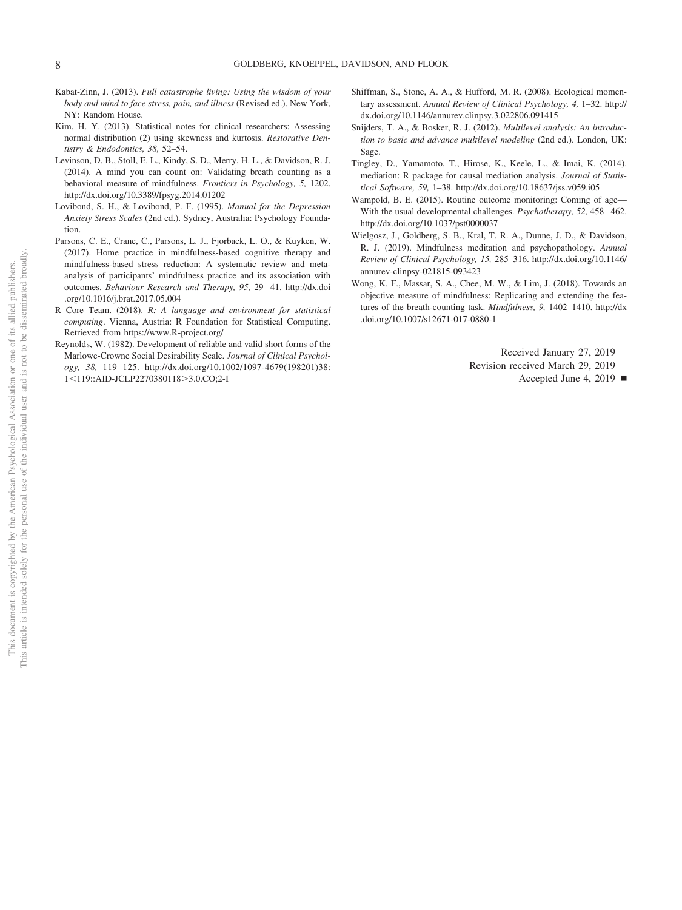Kabat-Zinn, J. (2013). *Full catastrophe living: Using the wisdom of your body and mind to face stress, pain, and illness* (Revised ed.). New York, NY: Random House.

Kim, H. Y. (2013). Statistical notes for clinical researchers: Assessing normal distribution (2) using skewness and kurtosis. *Restorative Dentistry & Endodontics, 38,* 52–54.

Levinson, D. B., Stoll, E. L., Kindy, S. D., Merry, H. L., & Davidson, R. J. (2014). A mind you can count on: Validating breath counting as a behavioral measure of mindfulness. *Frontiers in Psychology, 5,* 1202. http://dx.doi.org/10.3389/fpsyg.2014.01202

Lovibond, S. H., & Lovibond, P. F. (1995). *Manual for the Depression Anxiety Stress Scales* (2nd ed.). Sydney, Australia: Psychology Foundation.

Parsons, C. E., Crane, C., Parsons, L. J., Fjorback, L. O., & Kuyken, W. (2017). Home practice in mindfulness-based cognitive therapy and mindfulness-based stress reduction: A systematic review and meta-analysis of participants' mindfulness practice and its association with outcomes. *Behaviour Research and Therapy, 95,* 29–41. http://dx.doi.org/10.1016/j.brat.2017.05.004

R Core Team. (2018). *R: A language and environment for statistical computing*. Vienna, Austria: R Foundation for Statistical Computing. Retrieved from https://www.R-project.org/

Reynolds, W. (1982). Development of reliable and valid short forms of the Marlowe-Crowne Social Desirability Scale. *Journal of Clinical Psychology, 38,* 119–125. http://dx.doi.org/10.1002/1097-4679(198201)38:1<119::AID-JCLP2270380118>3.0.CO;2-I

Shiffman, S., Stone, A. A., & Hufford, M. R. (2008). Ecological momentary assessment. *Annual Review of Clinical Psychology, 4,* 1–32. http://dx.doi.org/10.1146/annurev.clinpsy.3.022806.091415

Snijders, T. A., & Bosker, R. J. (2012). *Multilevel analysis: An introduction to basic and advance multilevel modeling* (2nd ed.). London, UK: Sage.

Tingley, D., Yamamoto, T., Hirose, K., Keele, L., & Imai, K. (2014). mediation: R package for causal mediation analysis. *Journal of Statistical Software, 59,* 1–38. http://dx.doi.org/10.18637/jss.v059.i05

Wampold, B. E. (2015). Routine outcome monitoring: Coming of age—With the usual developmental challenges. *Psychotherapy, 52,* 458–462. http://dx.doi.org/10.1037/pst0000037

Wielgosz, J., Goldberg, S. B., Kral, T. R. A., Dunne, J. D., & Davidson, R. J. (2019). Mindfulness meditation and psychopathology. *Annual Review of Clinical Psychology, 15,* 285–316. http://dx.doi.org/10.1146/annurev-clinpsy-021815-093423

Wong, K. F., Massar, S. A., Chee, M. W., & Lim, J. (2018). Towards an objective measure of mindfulness: Replicating and extending the features of the breath-counting task. *Mindfulness, 9,* 1402–1410. http://dx.doi.org/10.1007/s12671-017-0880-1

Received January 27, 2019
Revision received March 29, 2019
Accepted June 4, 2019 ■